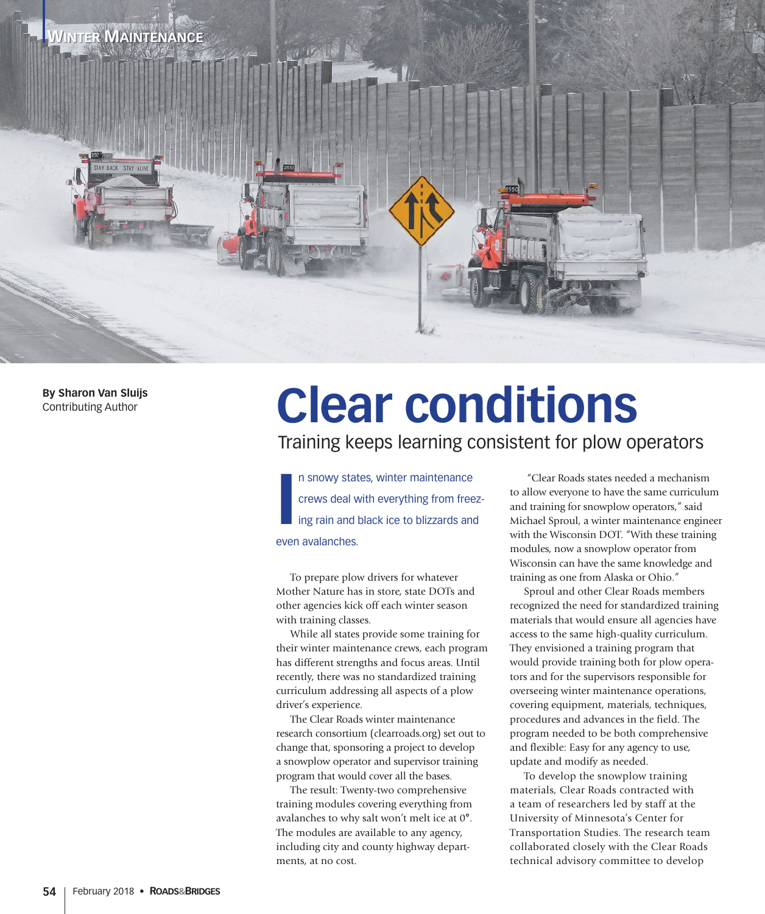# Clear conditions

## Training keeps learning consistent for plow operators

**By Sharon Van Sluijs**
Contributing Author

In snowy states, winter maintenance crews deal with everything from freezing rain and black ice to blizzards and even avalanches.

To prepare plow drivers for whatever Mother Nature has in store, state DOTs and other agencies kick off each winter season with training classes.

While all states provide some training for their winter maintenance crews, each program has different strengths and focus areas. Until recently, there was no standardized training curriculum addressing all aspects of a plow driver's experience.

The Clear Roads winter maintenance research consortium (clearroads.org) set out to change that, sponsoring a project to develop a snowplow operator and supervisor training program that would cover all the bases.

The result: Twenty-two comprehensive training modules covering everything from avalanches to why salt won't melt ice at 0°. The modules are available to any agency, including city and county highway departments, at no cost.

"Clear Roads states needed a mechanism to allow everyone to have the same curriculum and training for snowplow operators," said Michael Sproul, a winter maintenance engineer with the Wisconsin DOT. "With these training modules, now a snowplow operator from Wisconsin can have the same knowledge and training as one from Alaska or Ohio."

Sproul and other Clear Roads members recognized the need for standardized training materials that would ensure all agencies have access to the same high-quality curriculum. They envisioned a training program that would provide training both for plow operators and for the supervisors responsible for overseeing winter maintenance operations, covering equipment, materials, techniques, procedures and advances in the field. The program needed to be both comprehensive and flexible: Easy for any agency to use, update and modify as needed.

To develop the snowplow training materials, Clear Roads contracted with a team of researchers led by staff at the University of Minnesota's Center for Transportation Studies. The research team collaborated closely with the Clear Roads technical advisory committee to develop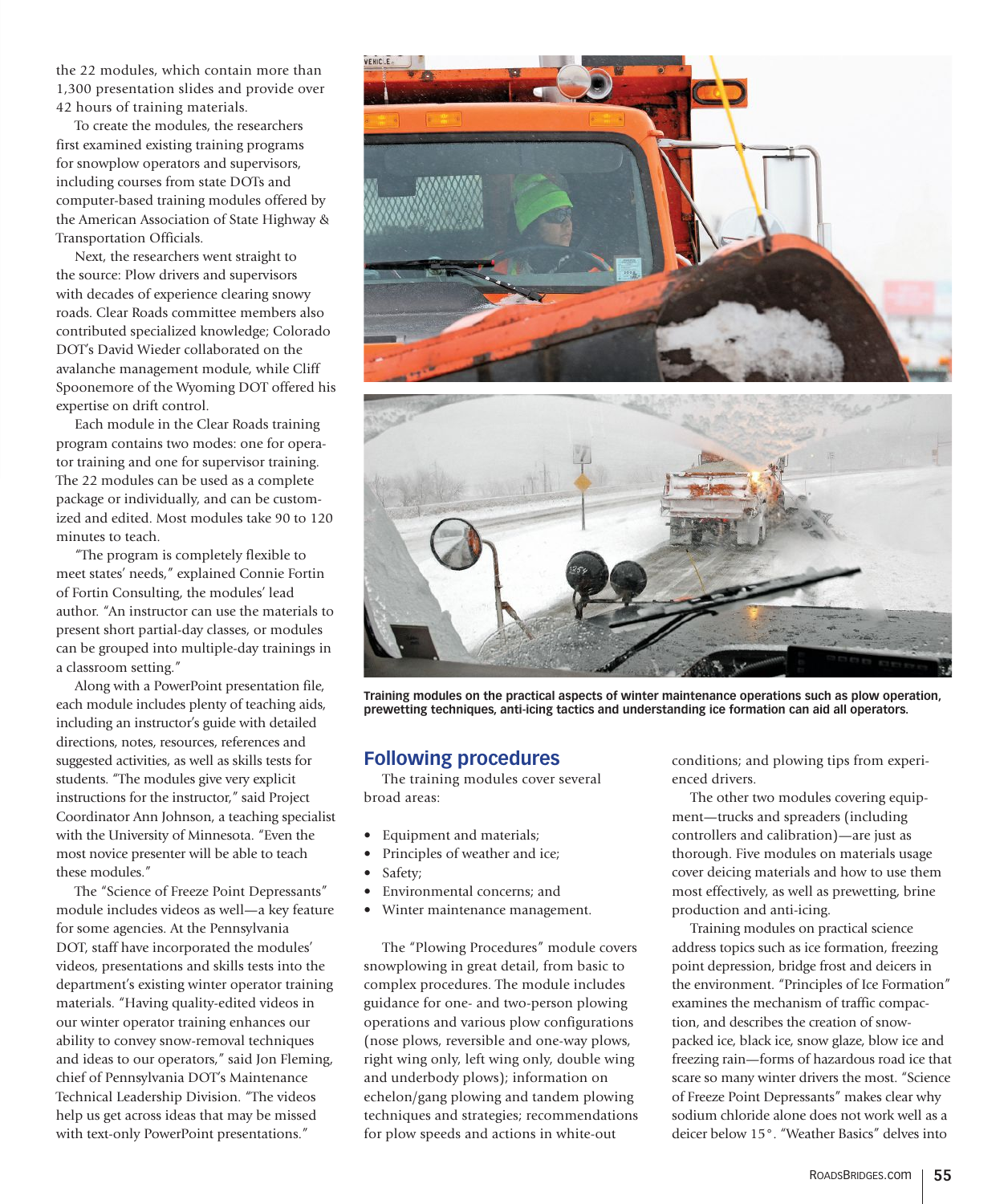the 22 modules, which contain more than 1,300 presentation slides and provide over 42 hours of training materials.

To create the modules, the researchers first examined existing training programs for snowplow operators and supervisors, including courses from state DOTs and computer-based training modules offered by the American Association of State Highway & Transportation Officials.

Next, the researchers went straight to the source: Plow drivers and supervisors with decades of experience clearing snowy roads. Clear Roads committee members also contributed specialized knowledge; Colorado DOT's David Wieder collaborated on the avalanche management module, while Cliff Spoonemore of the Wyoming DOT offered his expertise on drift control.

Each module in the Clear Roads training program contains two modes: one for operator training and one for supervisor training. The 22 modules can be used as a complete package or individually, and can be customized and edited. Most modules take 90 to 120 minutes to teach.

"The program is completely flexible to meet states' needs," explained Connie Fortin of Fortin Consulting, the modules' lead author. "An instructor can use the materials to present short partial-day classes, or modules can be grouped into multiple-day trainings in a classroom setting."

Along with a PowerPoint presentation file, each module includes plenty of teaching aids, including an instructor's guide with detailed directions, notes, resources, references and suggested activities, as well as skills tests for students. "The modules give very explicit instructions for the instructor," said Project Coordinator Ann Johnson, a teaching specialist with the University of Minnesota. "Even the most novice presenter will be able to teach these modules."

The "Science of Freeze Point Depressants" module includes videos as well—a key feature for some agencies. At the Pennsylvania DOT, staff have incorporated the modules' videos, presentations and skills tests into the department's existing winter operator training materials. "Having quality-edited videos in our winter operator training enhances our ability to convey snow-removal techniques and ideas to our operators," said Jon Fleming, chief of Pennsylvania DOT's Maintenance Technical Leadership Division. "The videos help us get across ideas that may be missed with text-only PowerPoint presentations."

**Training modules on the practical aspects of winter maintenance operations such as plow operation, prewetting techniques, anti-icing tactics and understanding ice formation can aid all operators.**

## Following procedures

The training modules cover several broad areas:

- Equipment and materials;
- Principles of weather and ice;
- Safety;
- Environmental concerns; and
- Winter maintenance management.

The "Plowing Procedures" module covers snowplowing in great detail, from basic to complex procedures. The module includes guidance for one- and two-person plowing operations and various plow configurations (nose plows, reversible and one-way plows, right wing only, left wing only, double wing and underbody plows); information on echelon/gang plowing and tandem plowing techniques and strategies; recommendations for plow speeds and actions in white-out conditions; and plowing tips from experienced drivers.

The other two modules covering equipment—trucks and spreaders (including controllers and calibration)—are just as thorough. Five modules on materials usage cover deicing materials and how to use them most effectively, as well as prewetting, brine production and anti-icing.

Training modules on practical science address topics such as ice formation, freezing point depression, bridge frost and deicers in the environment. "Principles of Ice Formation" examines the mechanism of traffic compaction, and describes the creation of snow-packed ice, black ice, snow glaze, blow ice and freezing rain—forms of hazardous road ice that scare so many winter drivers the most. "Science of Freeze Point Depressants" makes clear why sodium chloride alone does not work well as a deicer below 15°. "Weather Basics" delves into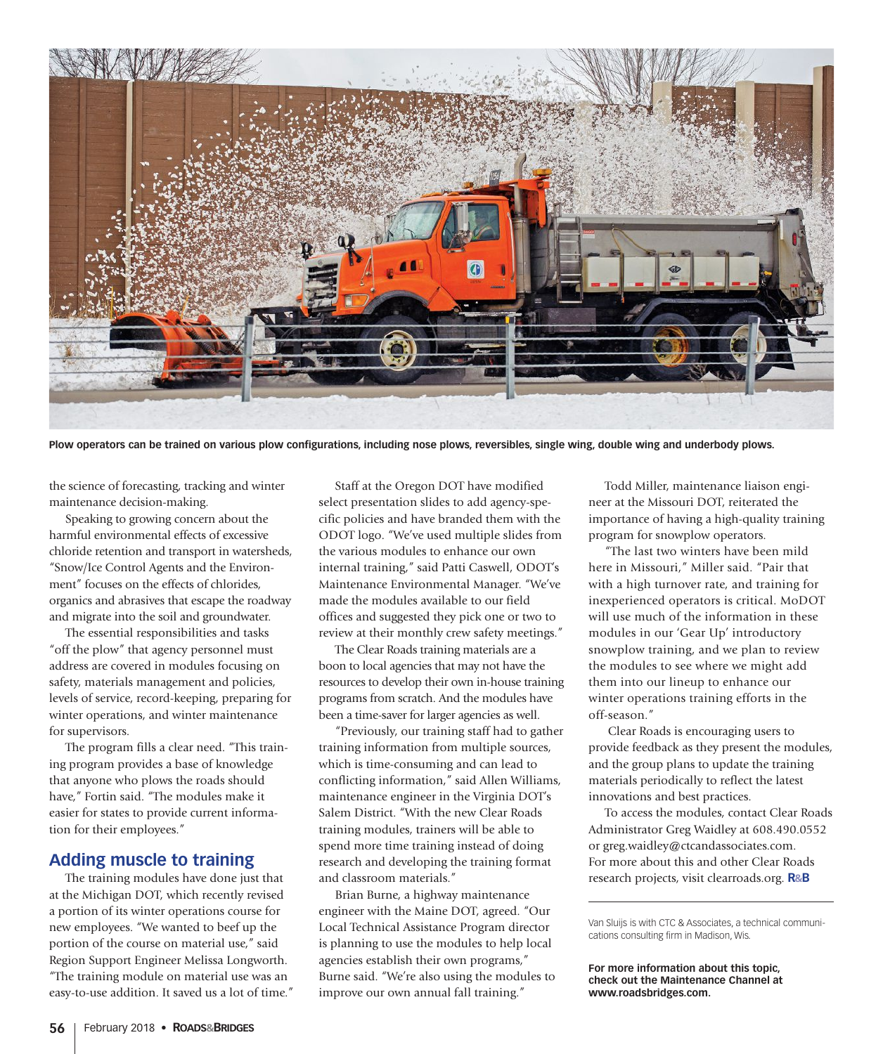Plow operators can be trained on various plow configurations, including nose plows, reversibles, single wing, double wing and underbody plows.

the science of forecasting, tracking and winter maintenance decision-making.

Speaking to growing concern about the harmful environmental effects of excessive chloride retention and transport in watersheds, "Snow/Ice Control Agents and the Environment" focuses on the effects of chlorides, organics and abrasives that escape the roadway and migrate into the soil and groundwater.

The essential responsibilities and tasks "off the plow" that agency personnel must address are covered in modules focusing on safety, materials management and policies, levels of service, record-keeping, preparing for winter operations, and winter maintenance for supervisors.

The program fills a clear need. "This training program provides a base of knowledge that anyone who plows the roads should have," Fortin said. "The modules make it easier for states to provide current information for their employees."

## Adding muscle to training

The training modules have done just that at the Michigan DOT, which recently revised a portion of its winter operations course for new employees. "We wanted to beef up the portion of the course on material use," said Region Support Engineer Melissa Longworth. "The training module on material use was an easy-to-use addition. It saved us a lot of time."

Staff at the Oregon DOT have modified select presentation slides to add agency-specific policies and have branded them with the ODOT logo. "We've used multiple slides from the various modules to enhance our own internal training," said Patti Caswell, ODOT's Maintenance Environmental Manager. "We've made the modules available to our field offices and suggested they pick one or two to review at their monthly crew safety meetings."

The Clear Roads training materials are a boon to local agencies that may not have the resources to develop their own in-house training programs from scratch. And the modules have been a time-saver for larger agencies as well.

"Previously, our training staff had to gather training information from multiple sources, which is time-consuming and can lead to conflicting information," said Allen Williams, maintenance engineer in the Virginia DOT's Salem District. "With the new Clear Roads training modules, trainers will be able to spend more time training instead of doing research and developing the training format and classroom materials."

Brian Burne, a highway maintenance engineer with the Maine DOT, agreed. "Our Local Technical Assistance Program director is planning to use the modules to help local agencies establish their own programs," Burne said. "We're also using the modules to improve our own annual fall training."

Todd Miller, maintenance liaison engineer at the Missouri DOT, reiterated the importance of having a high-quality training program for snowplow operators.

"The last two winters have been mild here in Missouri," Miller said. "Pair that with a high turnover rate, and training for inexperienced operators is critical. MoDOT will use much of the information in these modules in our 'Gear Up' introductory snowplow training, and we plan to review the modules to see where we might add them into our lineup to enhance our winter operations training efforts in the off-season."

Clear Roads is encouraging users to provide feedback as they present the modules, and the group plans to update the training materials periodically to reflect the latest innovations and best practices.

To access the modules, contact Clear Roads Administrator Greg Waidley at 608.490.0552 or greg.waidley@ctcandassociates.com. For more about this and other Clear Roads research projects, visit clearroads.org. **R&B**

---

Van Sluijs is with CTC & Associates, a technical communications consulting firm in Madison, Wis.

**For more information about this topic, check out the Maintenance Channel at www.roadsbridges.com.**